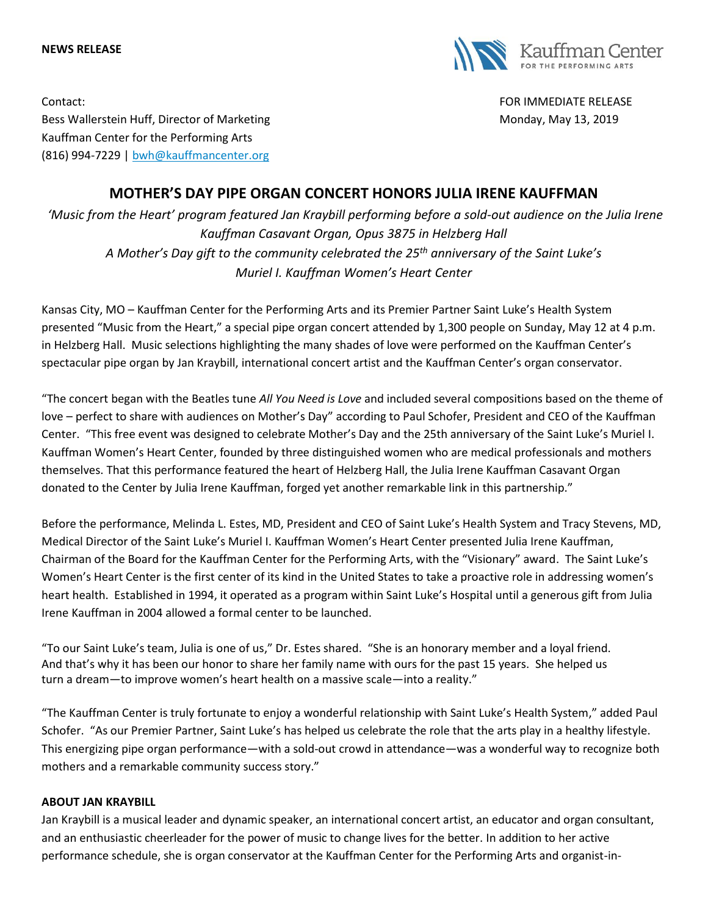**NEWS RELEASE**

Kauffman Center FOR THE PERFORMING ARTS

Contact:
Bess Wallerstein Huff, Director of Marketing
Kauffman Center for the Performing Arts
(816) 994-7229 | bwh@kauffmancenter.org

FOR IMMEDIATE RELEASE
Monday, May 13, 2019

# MOTHER'S DAY PIPE ORGAN CONCERT HONORS JULIA IRENE KAUFFMAN

*'Music from the Heart' program featured Jan Kraybill performing before a sold-out audience on the Julia Irene Kauffman Casavant Organ, Opus 3875 in Helzberg Hall*

*A Mother's Day gift to the community celebrated the 25th anniversary of the Saint Luke's Muriel I. Kauffman Women's Heart Center*

Kansas City, MO – Kauffman Center for the Performing Arts and its Premier Partner Saint Luke's Health System presented "Music from the Heart," a special pipe organ concert attended by 1,300 people on Sunday, May 12 at 4 p.m. in Helzberg Hall. Music selections highlighting the many shades of love were performed on the Kauffman Center's spectacular pipe organ by Jan Kraybill, international concert artist and the Kauffman Center's organ conservator.

"The concert began with the Beatles tune *All You Need is Love* and included several compositions based on the theme of love – perfect to share with audiences on Mother's Day" according to Paul Schofer, President and CEO of the Kauffman Center. "This free event was designed to celebrate Mother's Day and the 25th anniversary of the Saint Luke's Muriel I. Kauffman Women's Heart Center, founded by three distinguished women who are medical professionals and mothers themselves. That this performance featured the heart of Helzberg Hall, the Julia Irene Kauffman Casavant Organ donated to the Center by Julia Irene Kauffman, forged yet another remarkable link in this partnership."

Before the performance, Melinda L. Estes, MD, President and CEO of Saint Luke's Health System and Tracy Stevens, MD, Medical Director of the Saint Luke's Muriel I. Kauffman Women's Heart Center presented Julia Irene Kauffman, Chairman of the Board for the Kauffman Center for the Performing Arts, with the "Visionary" award. The Saint Luke's Women's Heart Center is the first center of its kind in the United States to take a proactive role in addressing women's heart health. Established in 1994, it operated as a program within Saint Luke's Hospital until a generous gift from Julia Irene Kauffman in 2004 allowed a formal center to be launched.

"To our Saint Luke's team, Julia is one of us," Dr. Estes shared. "She is an honorary member and a loyal friend. And that's why it has been our honor to share her family name with ours for the past 15 years. She helped us turn a dream—to improve women's heart health on a massive scale—into a reality."

"The Kauffman Center is truly fortunate to enjoy a wonderful relationship with Saint Luke's Health System," added Paul Schofer. "As our Premier Partner, Saint Luke's has helped us celebrate the role that the arts play in a healthy lifestyle. This energizing pipe organ performance—with a sold-out crowd in attendance—was a wonderful way to recognize both mothers and a remarkable community success story."

**ABOUT JAN KRAYBILL**

Jan Kraybill is a musical leader and dynamic speaker, an international concert artist, an educator and organ consultant, and an enthusiastic cheerleader for the power of music to change lives for the better. In addition to her active performance schedule, she is organ conservator at the Kauffman Center for the Performing Arts and organist-in-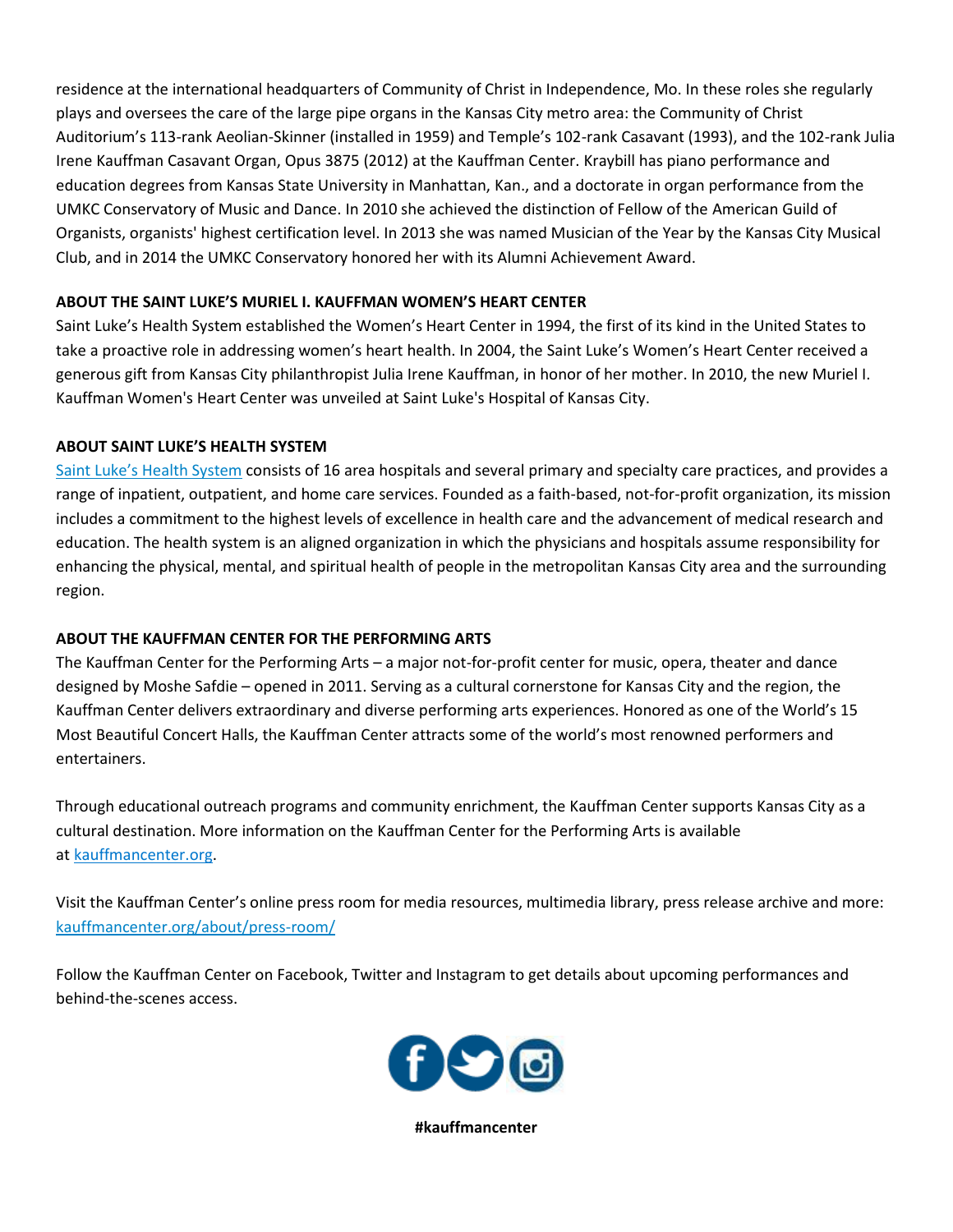residence at the international headquarters of Community of Christ in Independence, Mo. In these roles she regularly plays and oversees the care of the large pipe organs in the Kansas City metro area: the Community of Christ Auditorium's 113-rank Aeolian-Skinner (installed in 1959) and Temple's 102-rank Casavant (1993), and the 102-rank Julia Irene Kauffman Casavant Organ, Opus 3875 (2012) at the Kauffman Center. Kraybill has piano performance and education degrees from Kansas State University in Manhattan, Kan., and a doctorate in organ performance from the UMKC Conservatory of Music and Dance. In 2010 she achieved the distinction of Fellow of the American Guild of Organists, organists' highest certification level. In 2013 she was named Musician of the Year by the Kansas City Musical Club, and in 2014 the UMKC Conservatory honored her with its Alumni Achievement Award.

**ABOUT THE SAINT LUKE'S MURIEL I. KAUFFMAN WOMEN'S HEART CENTER**
Saint Luke's Health System established the Women's Heart Center in 1994, the first of its kind in the United States to take a proactive role in addressing women's heart health. In 2004, the Saint Luke's Women's Heart Center received a generous gift from Kansas City philanthropist Julia Irene Kauffman, in honor of her mother. In 2010, the new Muriel I. Kauffman Women's Heart Center was unveiled at Saint Luke's Hospital of Kansas City.

**ABOUT SAINT LUKE'S HEALTH SYSTEM**
Saint Luke's Health System consists of 16 area hospitals and several primary and specialty care practices, and provides a range of inpatient, outpatient, and home care services. Founded as a faith-based, not-for-profit organization, its mission includes a commitment to the highest levels of excellence in health care and the advancement of medical research and education. The health system is an aligned organization in which the physicians and hospitals assume responsibility for enhancing the physical, mental, and spiritual health of people in the metropolitan Kansas City area and the surrounding region.

**ABOUT THE KAUFFMAN CENTER FOR THE PERFORMING ARTS**
The Kauffman Center for the Performing Arts – a major not-for-profit center for music, opera, theater and dance designed by Moshe Safdie – opened in 2011. Serving as a cultural cornerstone for Kansas City and the region, the Kauffman Center delivers extraordinary and diverse performing arts experiences. Honored as one of the World's 15 Most Beautiful Concert Halls, the Kauffman Center attracts some of the world's most renowned performers and entertainers.

Through educational outreach programs and community enrichment, the Kauffman Center supports Kansas City as a cultural destination. More information on the Kauffman Center for the Performing Arts is available at kauffmancenter.org.

Visit the Kauffman Center's online press room for media resources, multimedia library, press release archive and more: kauffmancenter.org/about/press-room/

Follow the Kauffman Center on Facebook, Twitter and Instagram to get details about upcoming performances and behind-the-scenes access.

**#kauffmancenter**